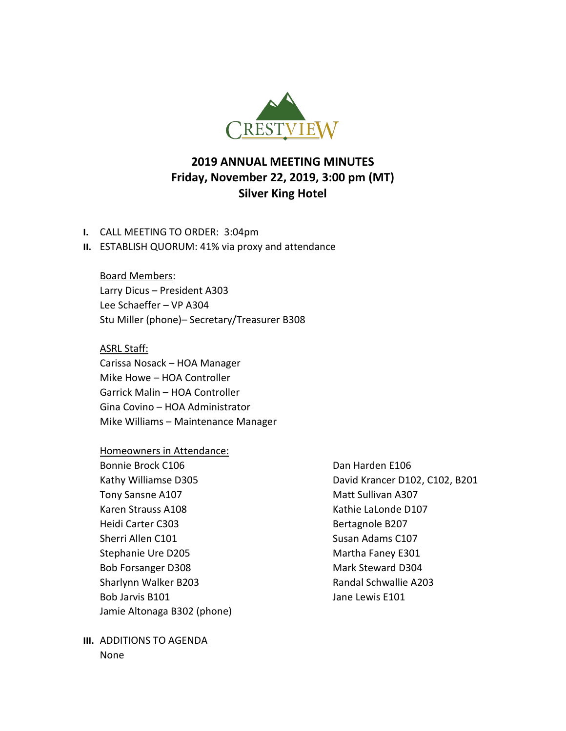CRESTVIEW

# 2019 ANNUAL MEETING MINUTES
## Friday, November 22, 2019, 3:00 pm (MT)
## Silver King Hotel

**I.** CALL MEETING TO ORDER: 3:04pm

**II.** ESTABLISH QUORUM: 41% via proxy and attendance

Board Members:
Larry Dicus – President A303
Lee Schaeffer – VP A304
Stu Miller (phone)– Secretary/Treasurer B308

ASRL Staff:
Carissa Nosack – HOA Manager
Mike Howe – HOA Controller
Garrick Malin – HOA Controller
Gina Covino – HOA Administrator
Mike Williams – Maintenance Manager

Homeowners in Attendance:
Bonnie Brock C106
Kathy Williamse D305
Tony Sansne A107
Karen Strauss A108
Heidi Carter C303
Sherri Allen C101
Stephanie Ure D205
Bob Forsanger D308
Sharlynn Walker B203
Bob Jarvis B101
Jamie Altonaga B302 (phone)
Dan Harden E106
David Krancer D102, C102, B201
Matt Sullivan A307
Kathie LaLonde D107
Bertagnole B207
Susan Adams C107
Martha Faney E301
Mark Steward D304
Randal Schwallie A203
Jane Lewis E101

**III.** ADDITIONS TO AGENDA
None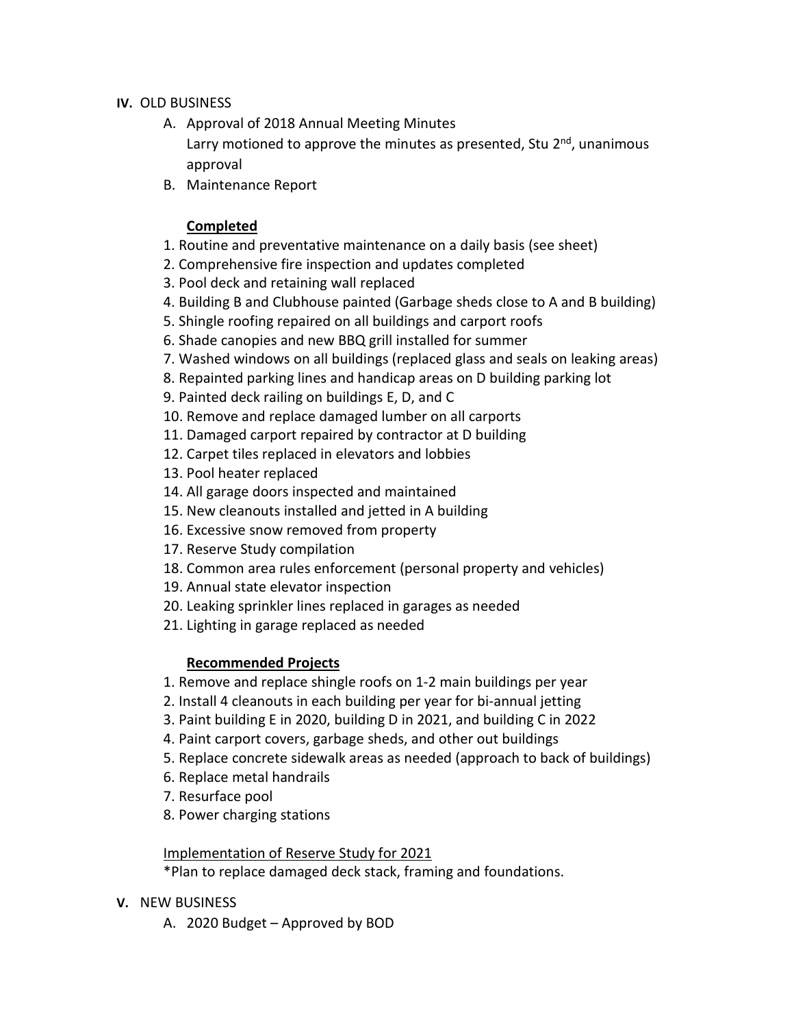**IV.** OLD BUSINESS

A. Approval of 2018 Annual Meeting Minutes
   Larry motioned to approve the minutes as presented, Stu 2nd, unanimous approval

B. Maintenance Report

**Completed**

1. Routine and preventative maintenance on a daily basis (see sheet)
2. Comprehensive fire inspection and updates completed
3. Pool deck and retaining wall replaced
4. Building B and Clubhouse painted (Garbage sheds close to A and B building)
5. Shingle roofing repaired on all buildings and carport roofs
6. Shade canopies and new BBQ grill installed for summer
7. Washed windows on all buildings (replaced glass and seals on leaking areas)
8. Repainted parking lines and handicap areas on D building parking lot
9. Painted deck railing on buildings E, D, and C
10. Remove and replace damaged lumber on all carports
11. Damaged carport repaired by contractor at D building
12. Carpet tiles replaced in elevators and lobbies
13. Pool heater replaced
14. All garage doors inspected and maintained
15. New cleanouts installed and jetted in A building
16. Excessive snow removed from property
17. Reserve Study compilation
18. Common area rules enforcement (personal property and vehicles)
19. Annual state elevator inspection
20. Leaking sprinkler lines replaced in garages as needed
21. Lighting in garage replaced as needed

**Recommended Projects**

1. Remove and replace shingle roofs on 1-2 main buildings per year
2. Install 4 cleanouts in each building per year for bi-annual jetting
3. Paint building E in 2020, building D in 2021, and building C in 2022
4. Paint carport covers, garbage sheds, and other out buildings
5. Replace concrete sidewalk areas as needed (approach to back of buildings)
6. Replace metal handrails
7. Resurface pool
8. Power charging stations

Implementation of Reserve Study for 2021

*Plan to replace damaged deck stack, framing and foundations.

**V.** NEW BUSINESS

A. 2020 Budget – Approved by BOD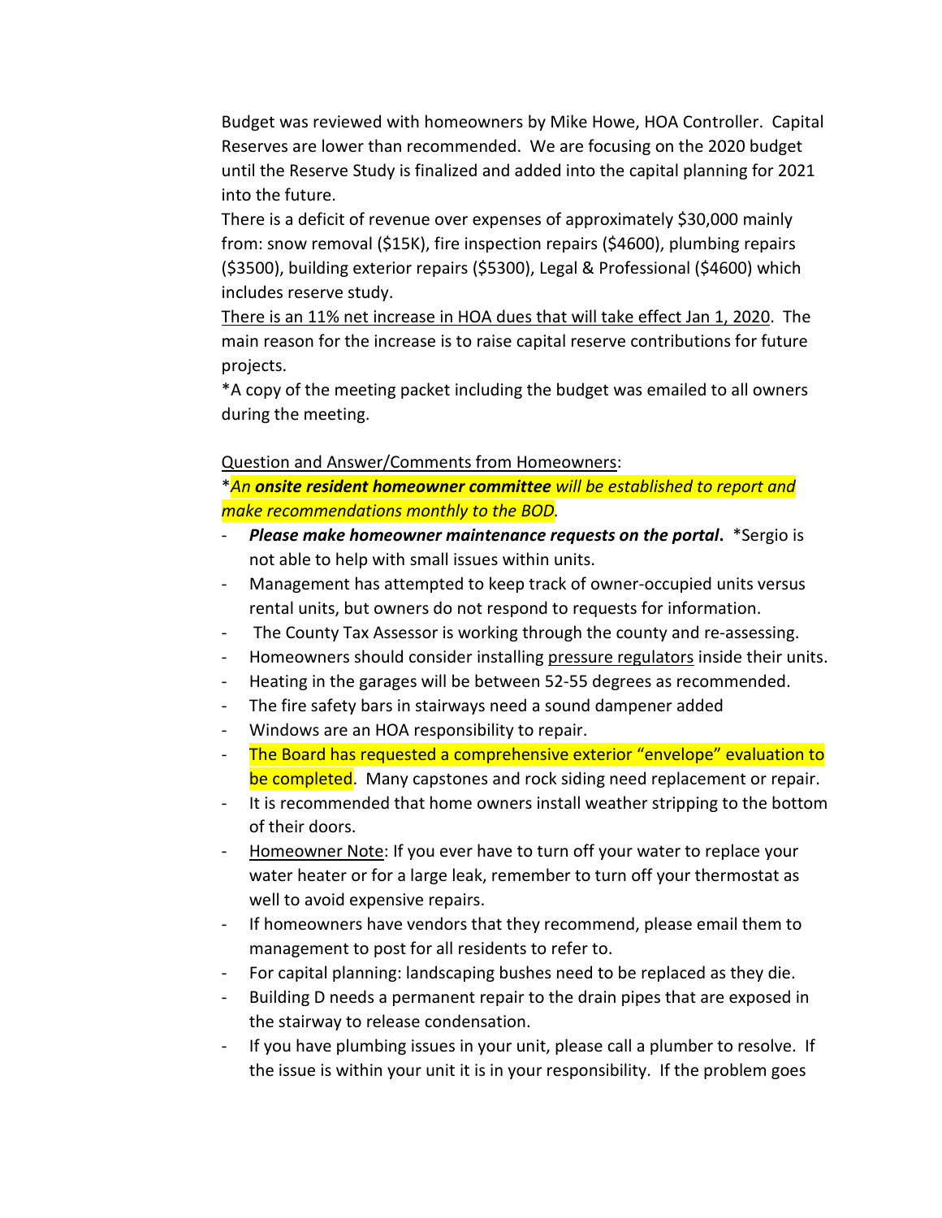Budget was reviewed with homeowners by Mike Howe, HOA Controller. Capital Reserves are lower than recommended. We are focusing on the 2020 budget until the Reserve Study is finalized and added into the capital planning for 2021 into the future.

There is a deficit of revenue over expenses of approximately $30,000 mainly from: snow removal ($15K), fire inspection repairs ($4600), plumbing repairs ($3500), building exterior repairs ($5300), Legal & Professional ($4600) which includes reserve study.

<u>There is an 11% net increase in HOA dues that will take effect Jan 1, 2020</u>. The main reason for the increase is to raise capital reserve contributions for future projects.

*A copy of the meeting packet including the budget was emailed to all owners during the meeting.

<u>Question and Answer/Comments from Homeowners</u>:

**An *onsite resident homeowner committee* will be established to report and make recommendations monthly to the BOD.**

- ***Please make homeowner maintenance requests on the portal*.** *Sergio is not able to help with small issues within units.
- Management has attempted to keep track of owner-occupied units versus rental units, but owners do not respond to requests for information.
- The County Tax Assessor is working through the county and re-assessing.
- Homeowners should consider installing <u>pressure regulators</u> inside their units.
- Heating in the garages will be between 52-55 degrees as recommended.
- The fire safety bars in stairways need a sound dampener added
- Windows are an HOA responsibility to repair.
- The Board has requested a comprehensive exterior "envelope" evaluation to be completed. Many capstones and rock siding need replacement or repair.
- It is recommended that home owners install weather stripping to the bottom of their doors.
- <u>Homeowner Note</u>: If you ever have to turn off your water to replace your water heater or for a large leak, remember to turn off your thermostat as well to avoid expensive repairs.
- If homeowners have vendors that they recommend, please email them to management to post for all residents to refer to.
- For capital planning: landscaping bushes need to be replaced as they die.
- Building D needs a permanent repair to the drain pipes that are exposed in the stairway to release condensation.
- If you have plumbing issues in your unit, please call a plumber to resolve. If the issue is within your unit it is in your responsibility. If the problem goes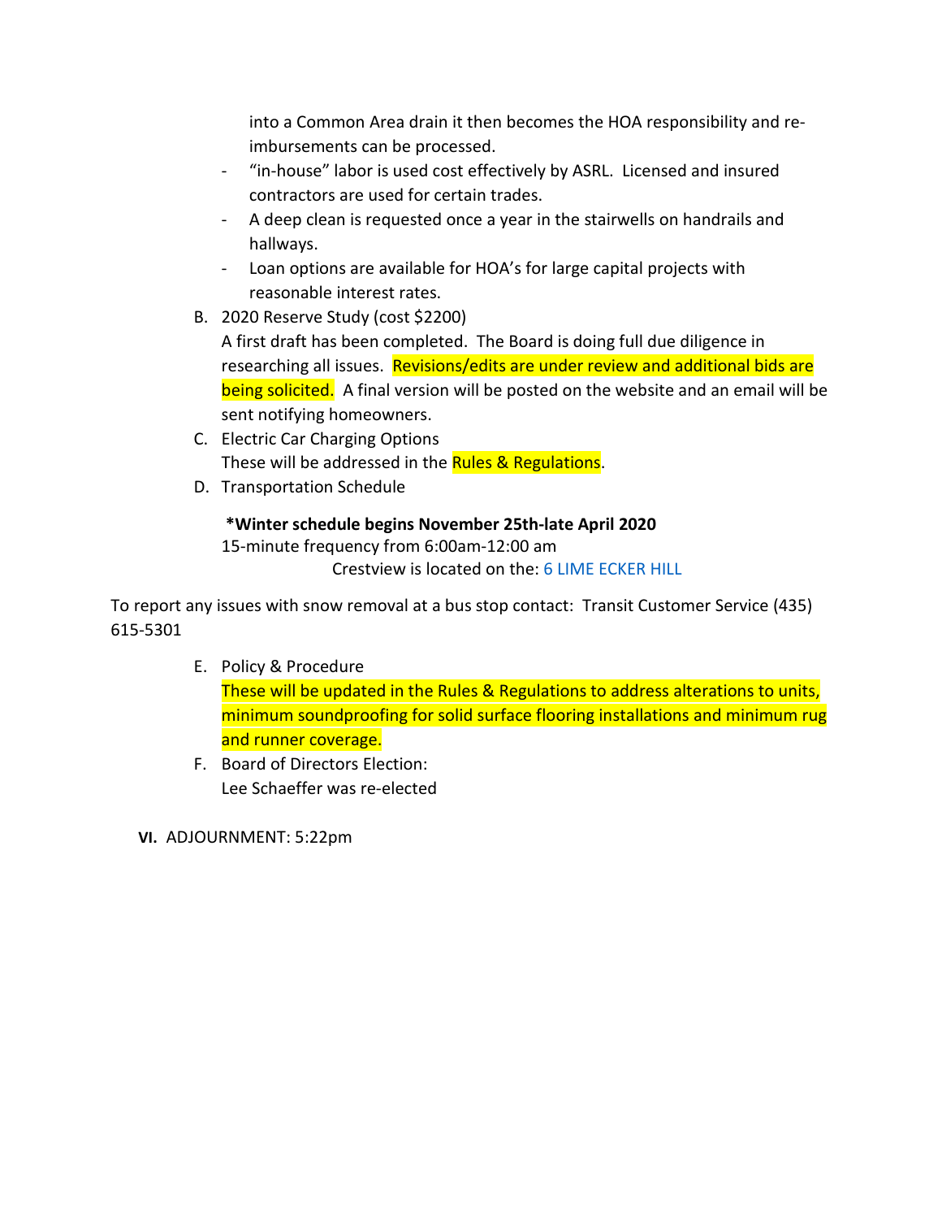into a Common Area drain it then becomes the HOA responsibility and re-imbursements can be processed.

- "in-house" labor is used cost effectively by ASRL. Licensed and insured contractors are used for certain trades.
- A deep clean is requested once a year in the stairwells on handrails and hallways.
- Loan options are available for HOA's for large capital projects with reasonable interest rates.

B. 2020 Reserve Study (cost $2200)
A first draft has been completed. The Board is doing full due diligence in researching all issues. Revisions/edits are under review and additional bids are being solicited. A final version will be posted on the website and an email will be sent notifying homeowners.

C. Electric Car Charging Options
These will be addressed in the Rules & Regulations.

D. Transportation Schedule

**\*Winter schedule begins November 25th-late April 2020**
15-minute frequency from 6:00am-12:00 am
Crestview is located on the: 6 LIME ECKER HILL

To report any issues with snow removal at a bus stop contact: Transit Customer Service (435) 615-5301

E. Policy & Procedure
These will be updated in the Rules & Regulations to address alterations to units, minimum soundproofing for solid surface flooring installations and minimum rug and runner coverage.

F. Board of Directors Election:
Lee Schaeffer was re-elected

**VI.** ADJOURNMENT: 5:22pm